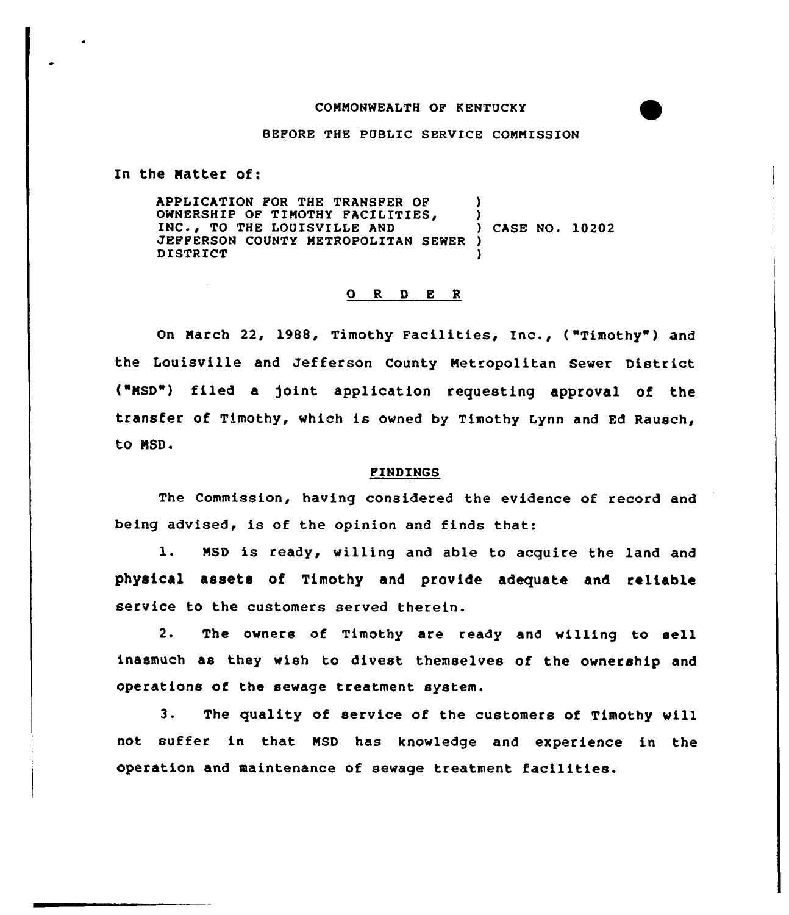COMMONWEALTH OF KENTUCKY

BEFORE THE PUBLIC SERVICE COMMISSION

In the Matter of:

APPLICATION FOR THE TRANSFER OF OWNERSHIP OF TIMOTHY FACILITIES, INC., TO THE LOUISVILLE AND JEFFERSON COUNTY METROPOLITAN SEWER DISTRICT ) CASE NO. 10202

## O R D E R

On March 22, 1988, Timothy Facilities, Inc., ("Timothy") and the Louisville and Jefferson County Metropolitan Sewer District ("MSD") filed a joint application requesting approval of the transfer of Timothy, which is owned by Timothy Lynn and Ed Rausch, to MSD.

### FINDINGS

The Commission, having considered the evidence of record and being advised, is of the opinion and finds that:

1. MSD is ready, willing and able to acquire the land and physical assets of Timothy and provide adequate and reliable service to the customers served therein.

2. The owners of Timothy are ready and willing to sell inasmuch as they wish to divest themselves of the ownership and operations of the sewage treatment system.

3. The quality of service of the customers of Timothy will not suffer in that MSD has knowledge and experience in the operation and maintenance of sewage treatment facilities.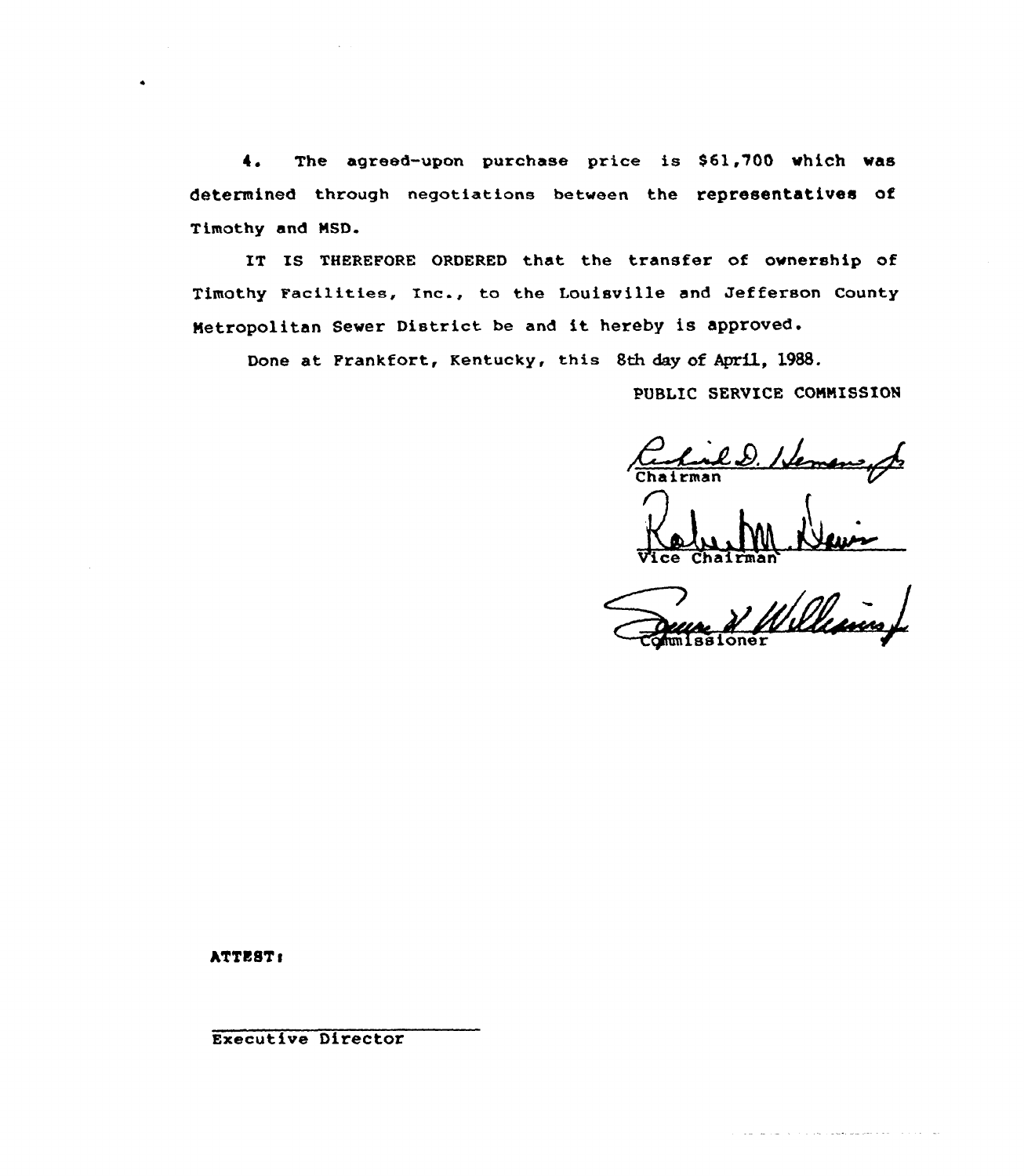4. The agreed-upon purchase price is $61,700 which was determined through negotiations between the representatives of Timothy and MSD.

IT IS THEREFORE ORDERED that the transfer of ownership of Timothy Facilities, Inc., to the Louisville and Jefferson County Metropolitan Sewer District be and it hereby is approved.

Done at Frankfort, Kentucky, this 8th day of April, 1988.

PUBLIC SERVICE COMMISSION

Chairman

Vice Chairman

Commissioner

ATTEST:

Executive Director